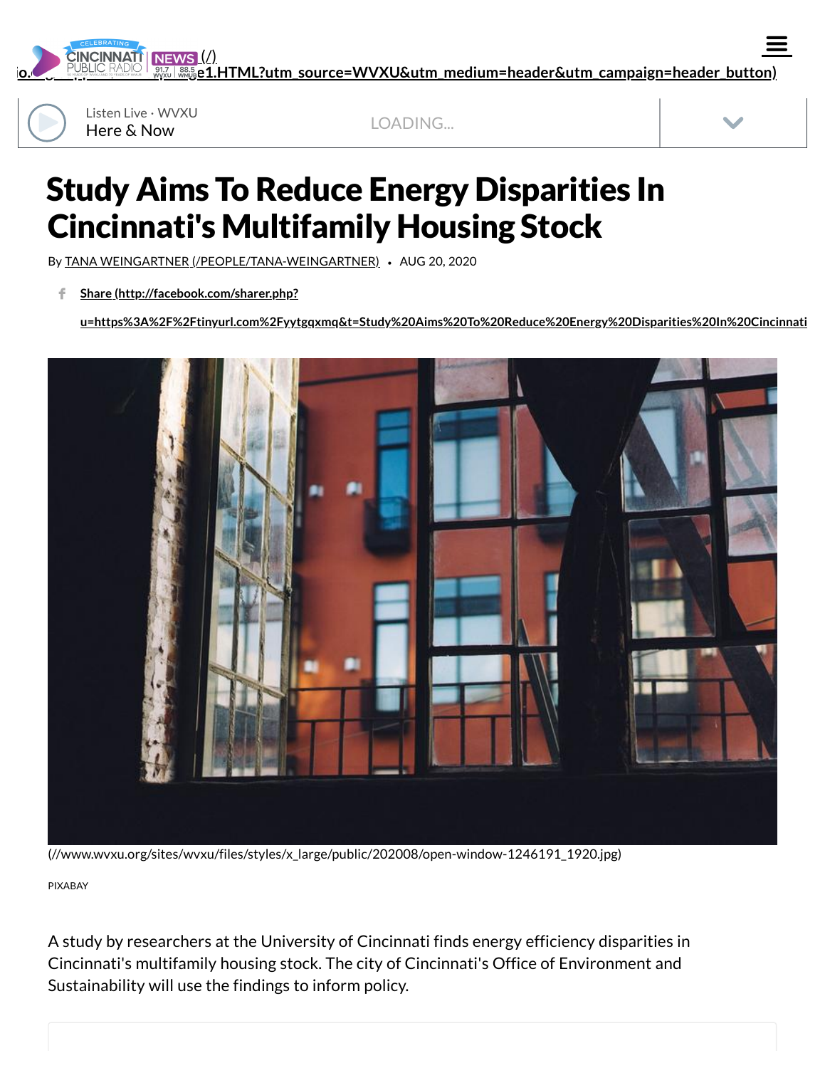# Study Aims To Reduce Energy Disparities In Cincinnati's Multifamily Housing Stock

By TANA WEINGARTNER (/PEOPLE/TANA-WEINGARTNER) • AUG 20, 2020

(//www.wvxu.org/sites/wvxu/files/styles/x_large/public/202008/open-window-1246191_1920.jpg)

PIXABAY

A study by researchers at the University of Cincinnati finds energy efficiency disparities in Cincinnati's multifamily housing stock. The city of Cincinnati's Office of Environment and Sustainability will use the findings to inform policy.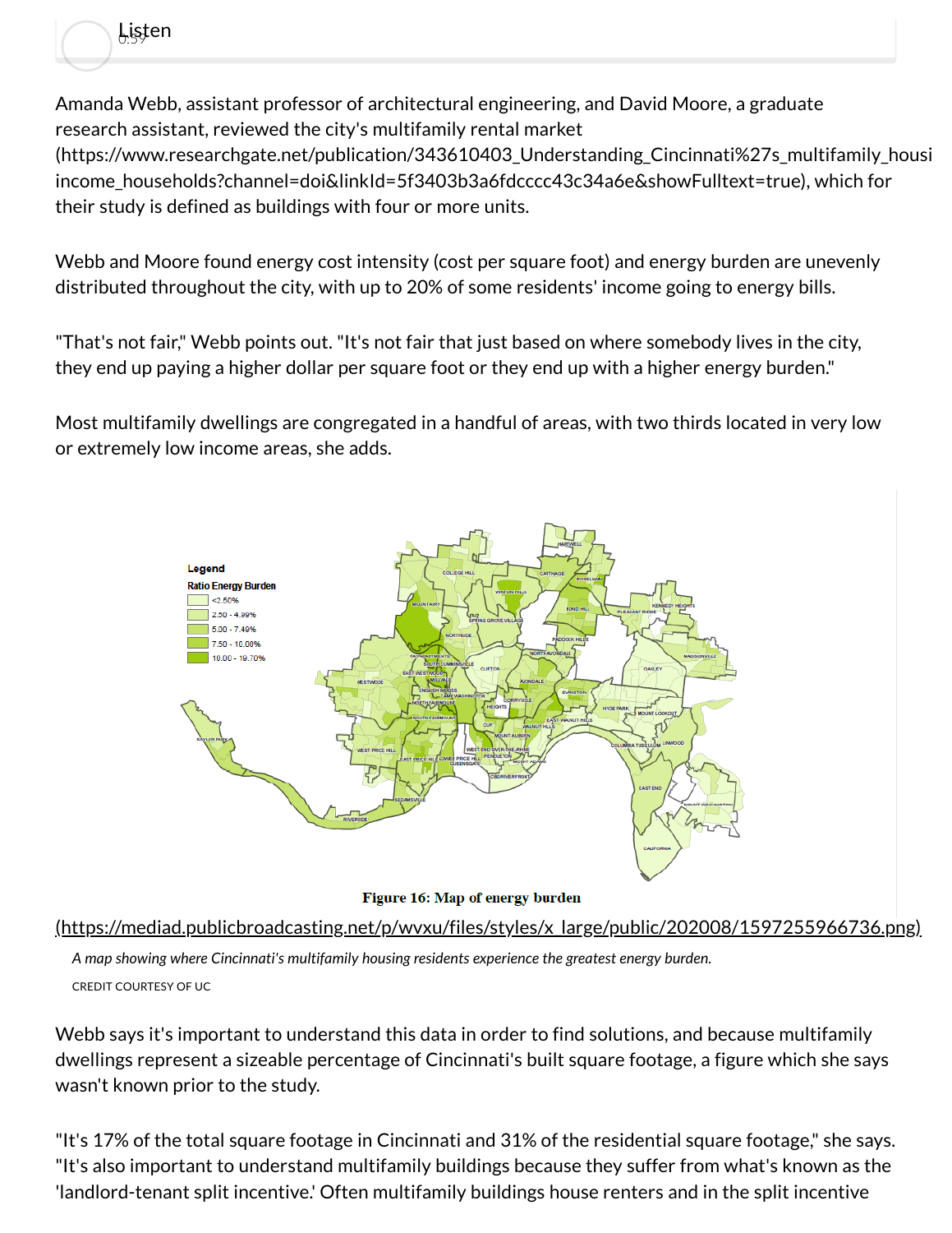Listen
0:59

Amanda Webb, assistant professor of architectural engineering, and David Moore, a graduate research assistant, reviewed the city's multifamily rental market (https://www.researchgate.net/publication/343610403_Understanding_Cincinnati%27s_multifamily_housi income_households?channel=doi&linkId=5f3403b3a6fdcccc43c34a6e&showFulltext=true), which for their study is defined as buildings with four or more units.

Webb and Moore found energy cost intensity (cost per square foot) and energy burden are unevenly distributed throughout the city, with up to 20% of some residents' income going to energy bills.

"That's not fair," Webb points out. "It's not fair that just based on where somebody lives in the city, they end up paying a higher dollar per square foot or they end up with a higher energy burden."

Most multifamily dwellings are congregated in a handful of areas, with two thirds located in very low or extremely low income areas, she adds.

Figure 16: Map of energy burden

(https://mediad.publicbroadcasting.net/p/wvxu/files/styles/x_large/public/202008/1597255966736.png)

*A map showing where Cincinnati's multifamily housing residents experience the greatest energy burden.*

CREDIT COURTESY OF UC

Webb says it's important to understand this data in order to find solutions, and because multifamily dwellings represent a sizeable percentage of Cincinnati's built square footage, a figure which she says wasn't known prior to the study.

"It's 17% of the total square footage in Cincinnati and 31% of the residential square footage," she says. "It's also important to understand multifamily buildings because they suffer from what's known as the 'landlord-tenant split incentive.' Often multifamily buildings house renters and in the split incentive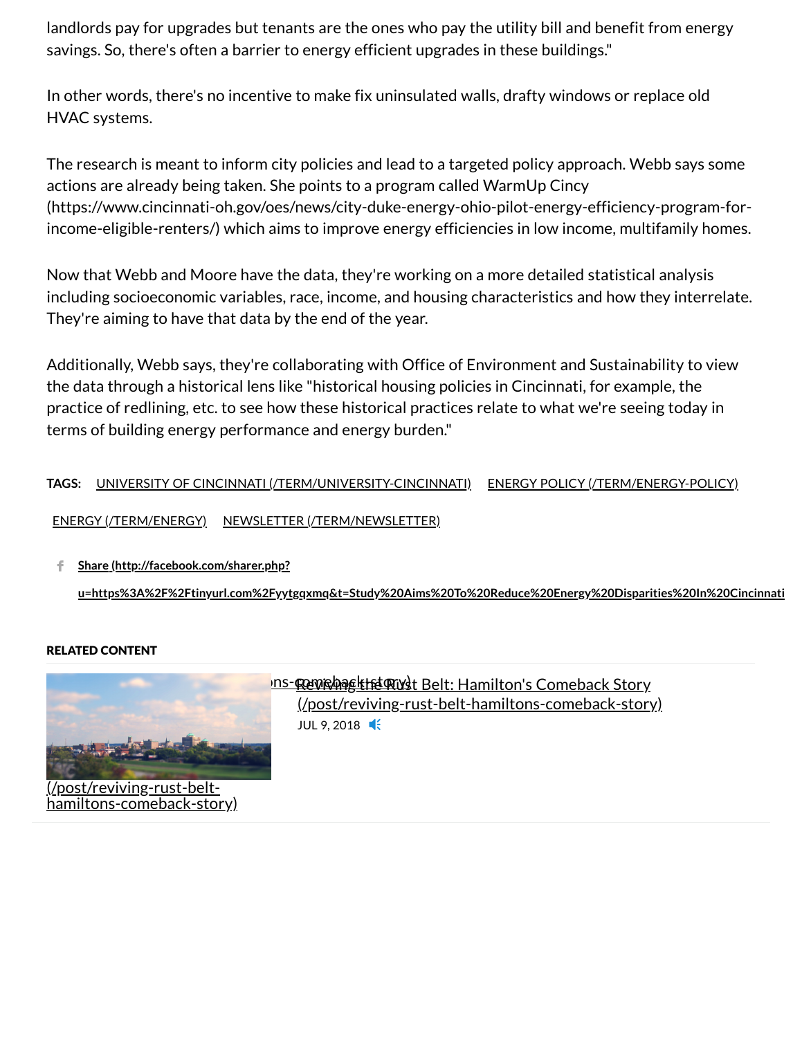landlords pay for upgrades but tenants are the ones who pay the utility bill and benefit from energy savings. So, there's often a barrier to energy efficient upgrades in these buildings."

In other words, there's no incentive to make fix uninsulated walls, drafty windows or replace old HVAC systems.

The research is meant to inform city policies and lead to a targeted policy approach. Webb says some actions are already being taken. She points to a program called WarmUp Cincy (https://www.cincinnati-oh.gov/oes/news/city-duke-energy-ohio-pilot-energy-efficiency-program-for-income-eligible-renters/) which aims to improve energy efficiencies in low income, multifamily homes.

Now that Webb and Moore have the data, they're working on a more detailed statistical analysis including socioeconomic variables, race, income, and housing characteristics and how they interrelate. They're aiming to have that data by the end of the year.

Additionally, Webb says, they're collaborating with Office of Environment and Sustainability to view the data through a historical lens like "historical housing policies in Cincinnati, for example, the practice of redlining, etc. to see how these historical practices relate to what we're seeing today in terms of building energy performance and energy burden."

**TAGS:** UNIVERSITY OF CINCINNATI (/TERM/UNIVERSITY-CINCINNATI) ENERGY POLICY (/TERM/ENERGY-POLICY) ENERGY (/TERM/ENERGY) NEWSLETTER (/TERM/NEWSLETTER)

**Share (http://facebook.com/sharer.php?u=https%3A%2F%2Ftinyurl.com%2Fyytgqxmq&t=Study%20Aims%20To%20Reduce%20Energy%20Disparities%20In%20Cincinnati**

**RELATED CONTENT**

(/post/reviving-rust-belt-hamiltons-comeback-story)

Reviving the Rust Belt: Hamilton's Comeback Story (/post/reviving-rust-belt-hamiltons-comeback-story)

JUL 9, 2018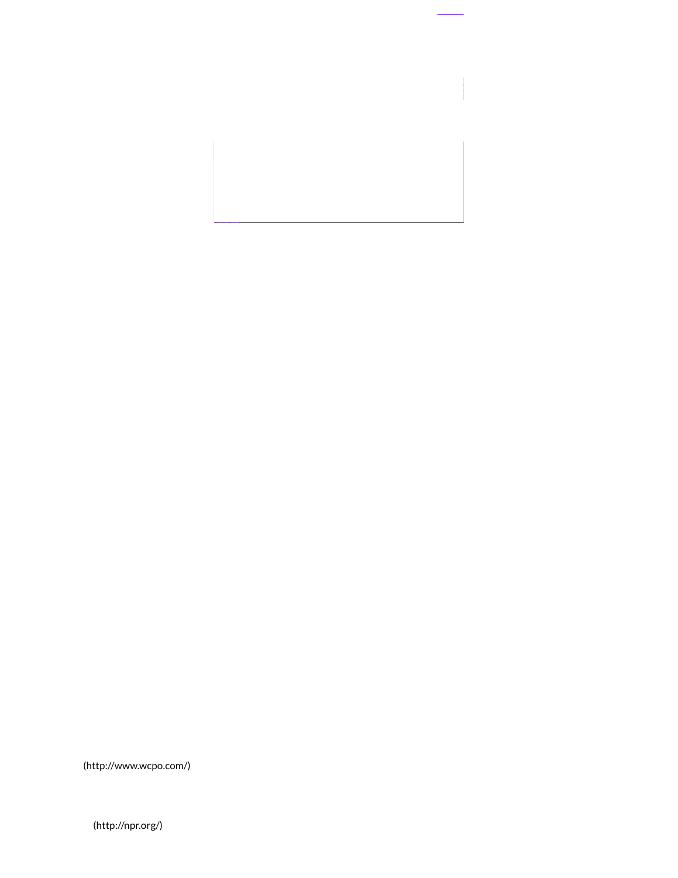(http://www.wcpo.com/)

(http://npr.org/)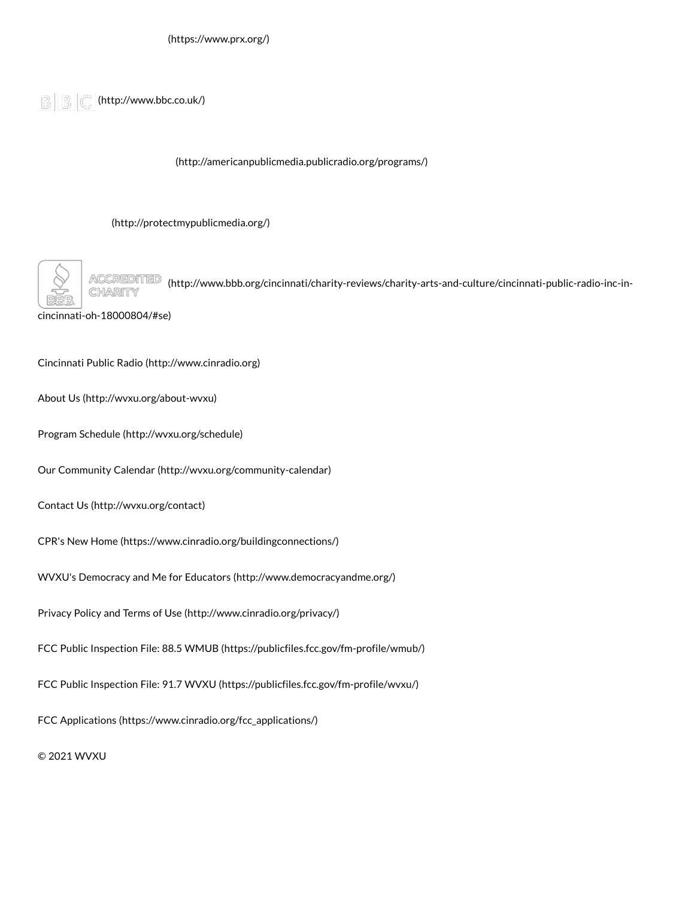(https://www.prx.org/)

(http://www.bbc.co.uk/)

(http://americanpublicmedia.publicradio.org/programs/)

(http://protectmypublicmedia.org/)

(http://www.bbb.org/cincinnati/charity-reviews/charity-arts-and-culture/cincinnati-public-radio-inc-in-cincinnati-oh-18000804/#se)

Cincinnati Public Radio (http://www.cinradio.org)

About Us (http://wvxu.org/about-wvxu)

Program Schedule (http://wvxu.org/schedule)

Our Community Calendar (http://wvxu.org/community-calendar)

Contact Us (http://wvxu.org/contact)

CPR's New Home (https://www.cinradio.org/buildingconnections/)

WVXU's Democracy and Me for Educators (http://www.democracyandme.org/)

Privacy Policy and Terms of Use (http://www.cinradio.org/privacy/)

FCC Public Inspection File: 88.5 WMUB (https://publicfiles.fcc.gov/fm-profile/wmub/)

FCC Public Inspection File: 91.7 WVXU (https://publicfiles.fcc.gov/fm-profile/wvxu/)

FCC Applications (https://www.cinradio.org/fcc_applications/)

© 2021 WVXU